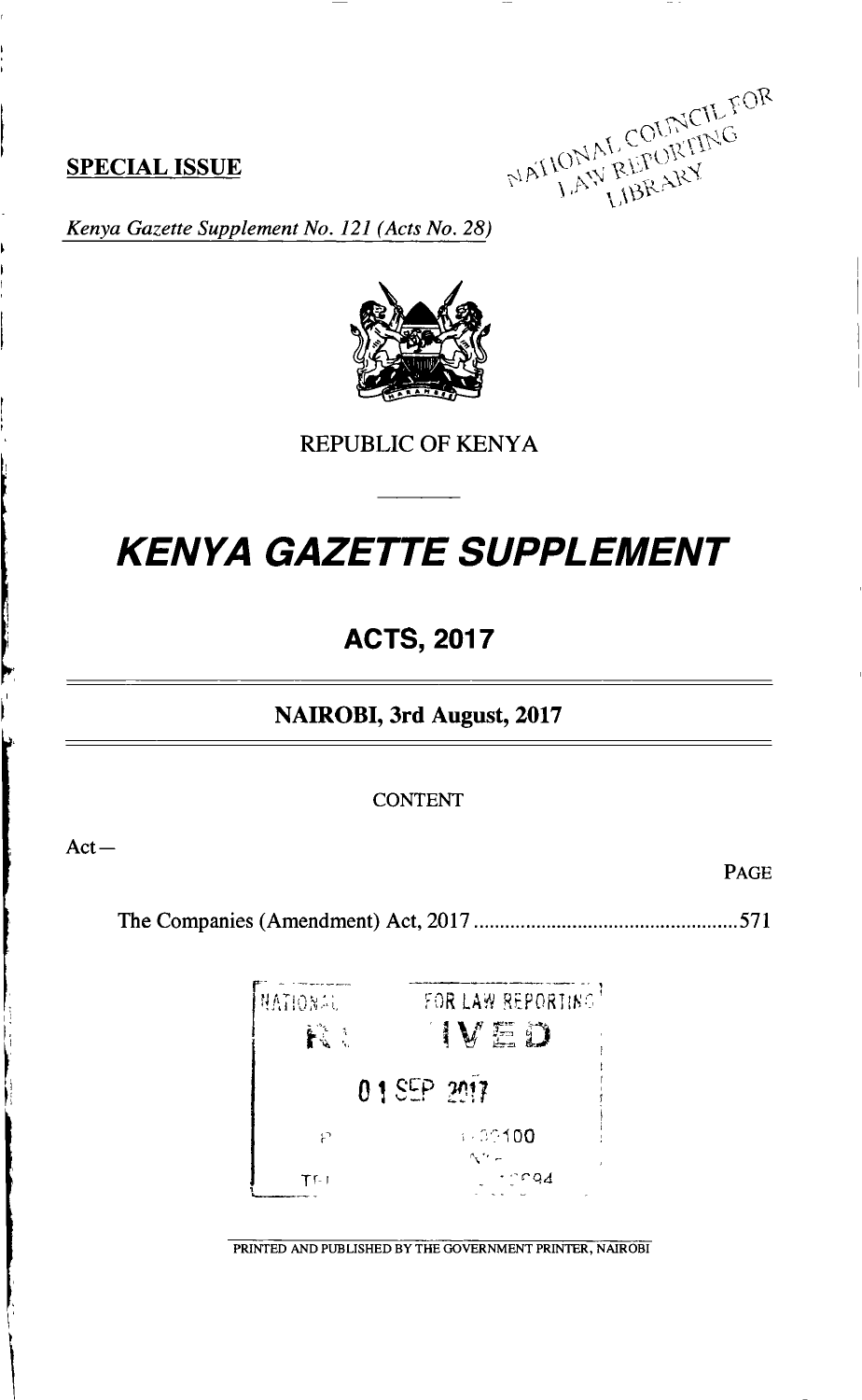**SPECIAL ISSUE**

*Kenya Gazette Supplement No. 121 (Acts No. 28)*

REPUBLIC OF KENYA

# *KENYA GAZETTE SUPPLEMENT*

## ACTS, 2017

### NAIROBI, 3rd August, 2017

CONTENT

Act—

PAGE

The Companies (Amendment) Act, 2017 .................................................. 571

PRINTED AND PUBLISHED BY THE GOVERNMENT PRINTER, NAIROBI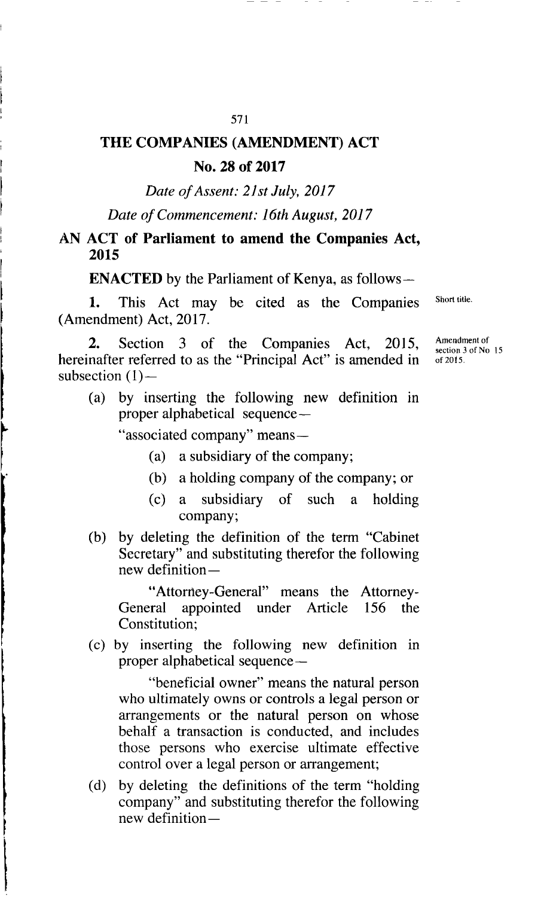# THE COMPANIES (AMENDMENT) ACT

## No. 28 of 2017

*Date of Assent: 21st July, 2017*

*Date of Commencement: 16th August, 2017*

**AN ACT of Parliament to amend the Companies Act, 2015**

**ENACTED** by the Parliament of Kenya, as follows—

Short title.

**1.** This Act may be cited as the Companies (Amendment) Act, 2017.

Amendment of section 3 of No 15 of 2015.

**2.** Section 3 of the Companies Act, 2015, hereinafter referred to as the "Principal Act" is amended in subsection (1)—

(a) by inserting the following new definition in proper alphabetical sequence—

"associated company" means—

(a) a subsidiary of the company;

(b) a holding company of the company; or

(c) a subsidiary of such a holding company;

(b) by deleting the definition of the term "Cabinet Secretary" and substituting therefor the following new definition—

"Attorney-General" means the Attorney-General appointed under Article 156 the Constitution;

(c) by inserting the following new definition in proper alphabetical sequence—

"beneficial owner" means the natural person who ultimately owns or controls a legal person or arrangements or the natural person on whose behalf a transaction is conducted, and includes those persons who exercise ultimate effective control over a legal person or arrangement;

(d) by deleting the definitions of the term "holding company" and substituting therefor the following new definition—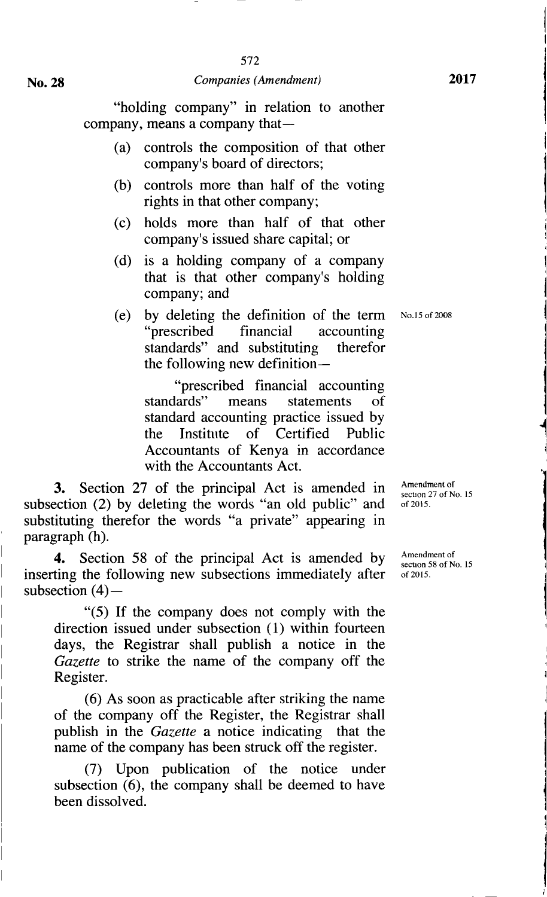"holding company" in relation to another company, means a company that—

(a) controls the composition of that other company's board of directors;

(b) controls more than half of the voting rights in that other company;

(c) holds more than half of that other company's issued share capital; or

(d) is a holding company of a company that is that other company's holding company; and

(e) by deleting the definition of the term "prescribed financial accounting standards" and substituting therefor the following new definition—

No.15 of 2008

"prescribed financial accounting standards" means statements of standard accounting practice issued by the Institute of Certified Public Accountants of Kenya in accordance with the Accountants Act.

Amendment of section 27 of No. 15 of 2015.

**3.** Section 27 of the principal Act is amended in subsection (2) by deleting the words "an old public" and substituting therefor the words "a private" appearing in paragraph (h).

Amendment of section 58 of No. 15 of 2015.

**4.** Section 58 of the principal Act is amended by inserting the following new subsections immediately after subsection (4)—

"(5) If the company does not comply with the direction issued under subsection (1) within fourteen days, the Registrar shall publish a notice in the *Gazette* to strike the name of the company off the Register.

(6) As soon as practicable after striking the name of the company off the Register, the Registrar shall publish in the *Gazette* a notice indicating that the name of the company has been struck off the register.

(7) Upon publication of the notice under subsection (6), the company shall be deemed to have been dissolved.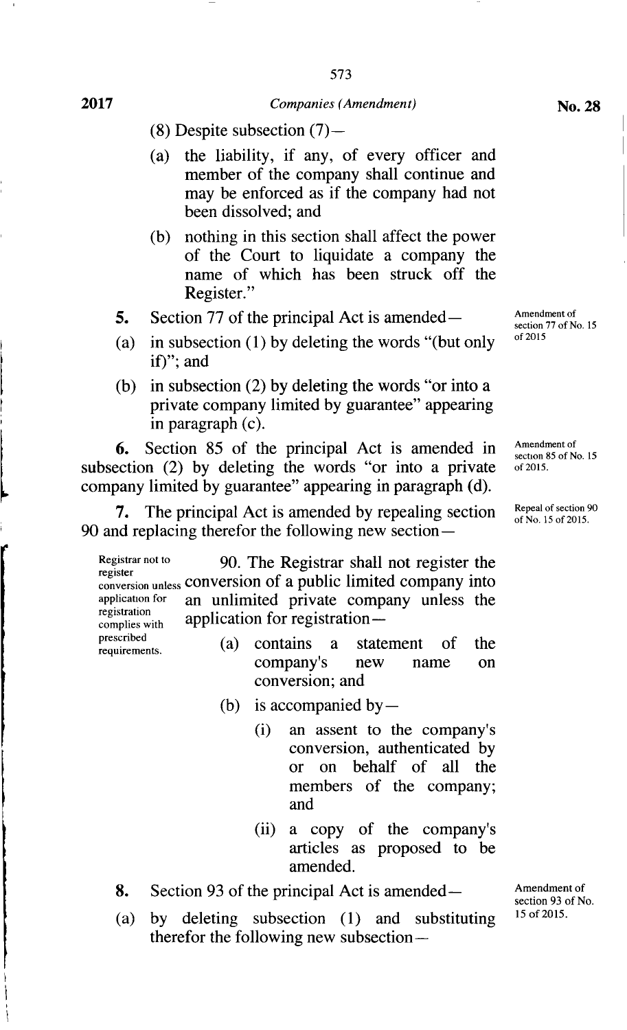(8) Despite subsection (7)—

(a) the liability, if any, of every officer and member of the company shall continue and may be enforced as if the company had not been dissolved; and

(b) nothing in this section shall affect the power of the Court to liquidate a company the name of which has been struck off the Register."

**5.** Section 77 of the principal Act is amended—

*Amendment of section 77 of No. 15 of 2015*

(a) in subsection (1) by deleting the words "(but only if)"; and

(b) in subsection (2) by deleting the words "or into a private company limited by guarantee" appearing in paragraph (c).

**6.** Section 85 of the principal Act is amended in subsection (2) by deleting the words "or into a private company limited by guarantee" appearing in paragraph (d).

*Amendment of section 85 of No. 15 of 2015.*

**7.** The principal Act is amended by repealing section 90 and replacing therefor the following new section—

*Repeal of section 90 of No. 15 of 2015.*

*Registrar not to register conversion unless application for registration complies with prescribed requirements.*

90. The Registrar shall not register the conversion of a public limited company into an unlimited private company unless the application for registration—

(a) contains a statement of the company's new name on conversion; and

(b) is accompanied by—

(i) an assent to the company's conversion, authenticated by or on behalf of all the members of the company; and

(ii) a copy of the company's articles as proposed to be amended.

**8.** Section 93 of the principal Act is amended—

*Amendment of section 93 of No. 15 of 2015.*

(a) by deleting subsection (1) and substituting therefor the following new subsection—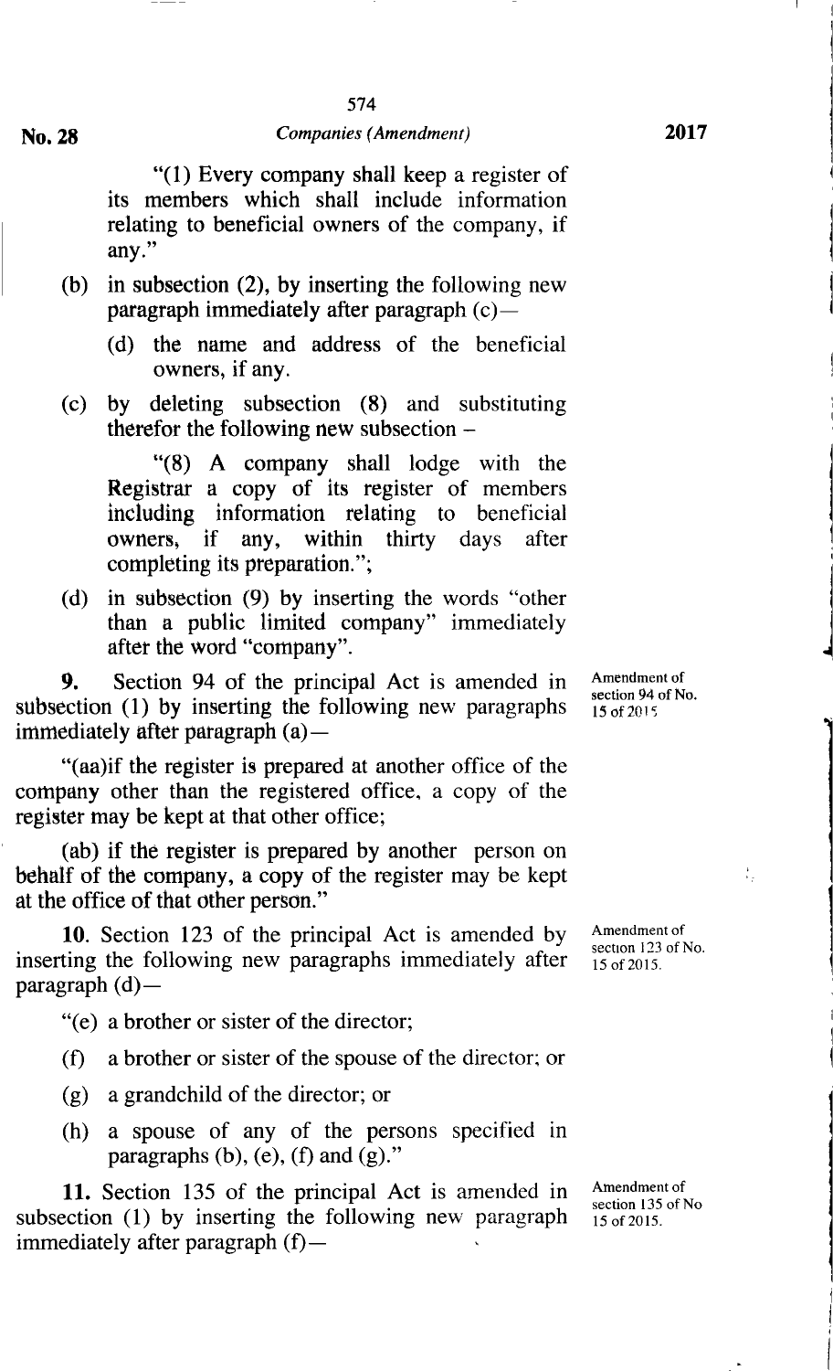"(1) Every company shall keep a register of its members which shall include information relating to beneficial owners of the company, if any."

(b) in subsection (2), by inserting the following new paragraph immediately after paragraph (c)—

(d) the name and address of the beneficial owners, if any.

(c) by deleting subsection (8) and substituting therefor the following new subsection –

"(8) A company shall lodge with the Registrar a copy of its register of members including information relating to beneficial owners, if any, within thirty days after completing its preparation.";

(d) in subsection (9) by inserting the words "other than a public limited company" immediately after the word "company".

Amendment of section 94 of No. 15 of 2015

**9.** Section 94 of the principal Act is amended in subsection (1) by inserting the following new paragraphs immediately after paragraph (a)—

"(aa)if the register is prepared at another office of the company other than the registered office, a copy of the register may be kept at that other office;

(ab) if the register is prepared by another person on behalf of the company, a copy of the register may be kept at the office of that other person."

Amendment of section 123 of No. 15 of 2015.

**10.** Section 123 of the principal Act is amended by inserting the following new paragraphs immediately after paragraph (d)—

"(e) a brother or sister of the director;

(f) a brother or sister of the spouse of the director; or

(g) a grandchild of the director; or

(h) a spouse of any of the persons specified in paragraphs (b), (e), (f) and (g)."

Amendment of section 135 of No 15 of 2015.

**11.** Section 135 of the principal Act is amended in subsection (1) by inserting the following new paragraph immediately after paragraph (f)—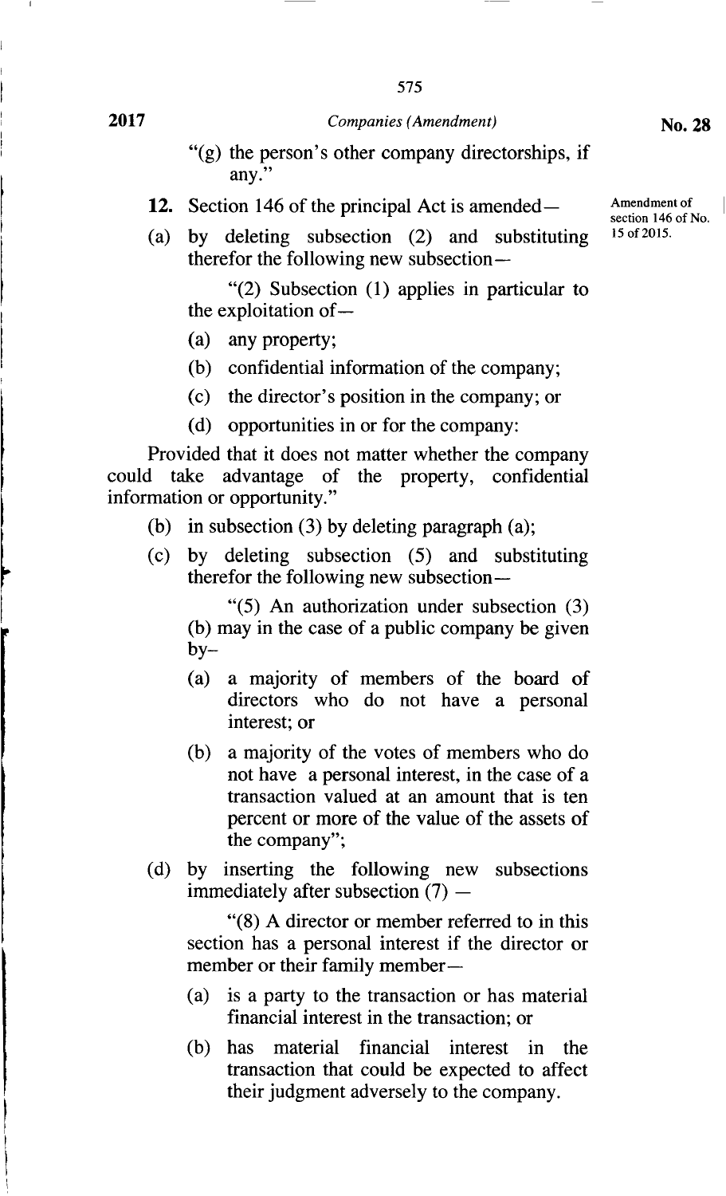"(g) the person's other company directorships, if any."

**12.** Section 146 of the principal Act is amended—

Amendment of section 146 of No. 15 of 2015.

(a) by deleting subsection (2) and substituting therefor the following new subsection—

"(2) Subsection (1) applies in particular to the exploitation of—

(a) any property;

(b) confidential information of the company;

(c) the director's position in the company; or

(d) opportunities in or for the company:

Provided that it does not matter whether the company could take advantage of the property, confidential information or opportunity."

(b) in subsection (3) by deleting paragraph (a);

(c) by deleting subsection (5) and substituting therefor the following new subsection—

"(5) An authorization under subsection (3) (b) may in the case of a public company be given by–

(a) a majority of members of the board of directors who do not have a personal interest; or

(b) a majority of the votes of members who do not have a personal interest, in the case of a transaction valued at an amount that is ten percent or more of the value of the assets of the company";

(d) by inserting the following new subsections immediately after subsection (7) —

"(8) A director or member referred to in this section has a personal interest if the director or member or their family member—

(a) is a party to the transaction or has material financial interest in the transaction; or

(b) has material financial interest in the transaction that could be expected to affect their judgment adversely to the company.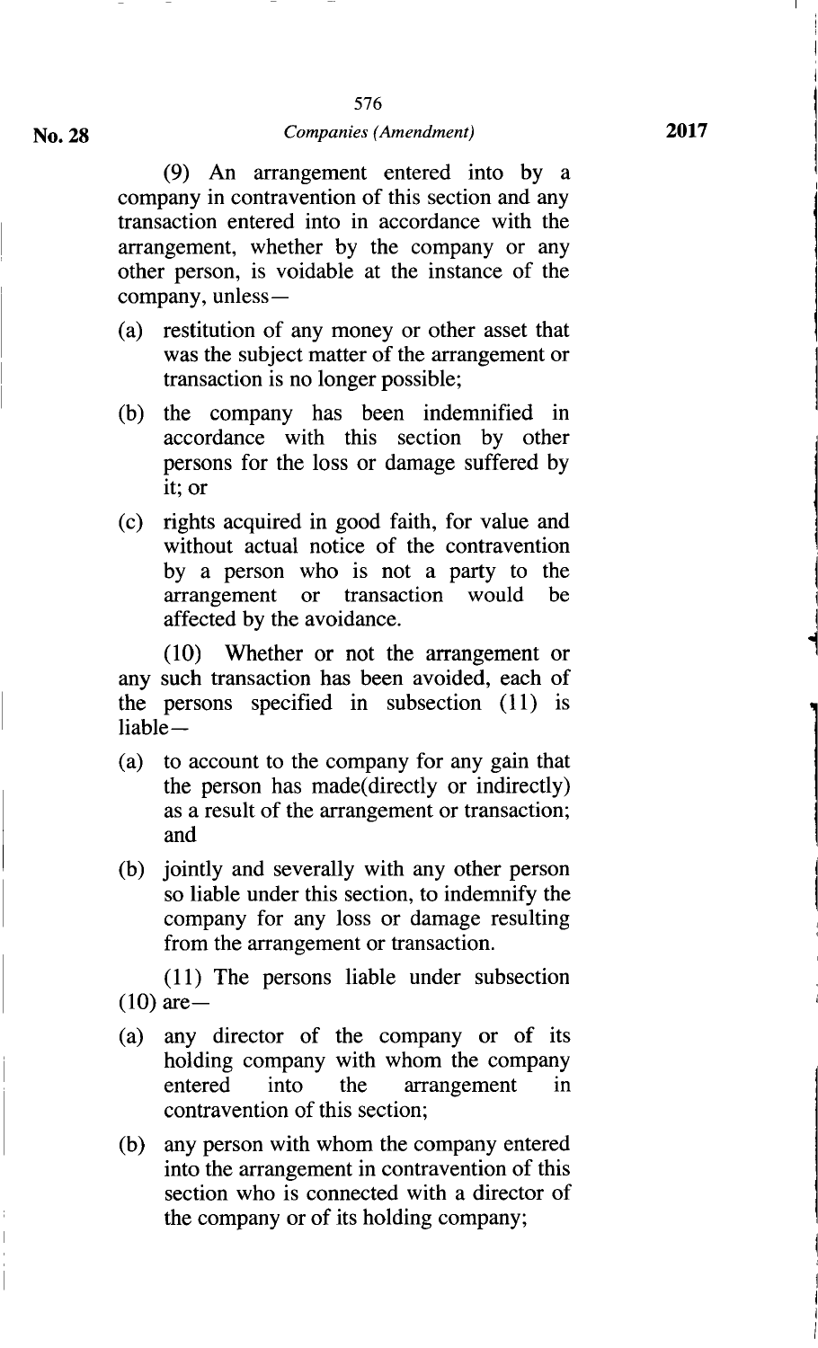(9) An arrangement entered into by a company in contravention of this section and any transaction entered into in accordance with the arrangement, whether by the company or any other person, is voidable at the instance of the company, unless—

(a) restitution of any money or other asset that was the subject matter of the arrangement or transaction is no longer possible;

(b) the company has been indemnified in accordance with this section by other persons for the loss or damage suffered by it; or

(c) rights acquired in good faith, for value and without actual notice of the contravention by a person who is not a party to the arrangement or transaction would be affected by the avoidance.

(10) Whether or not the arrangement or any such transaction has been avoided, each of the persons specified in subsection (11) is liable—

(a) to account to the company for any gain that the person has made(directly or indirectly) as a result of the arrangement or transaction; and

(b) jointly and severally with any other person so liable under this section, to indemnify the company for any loss or damage resulting from the arrangement or transaction.

(11) The persons liable under subsection (10) are—

(a) any director of the company or of its holding company with whom the company entered into the arrangement in contravention of this section;

(b) any person with whom the company entered into the arrangement in contravention of this section who is connected with a director of the company or of its holding company;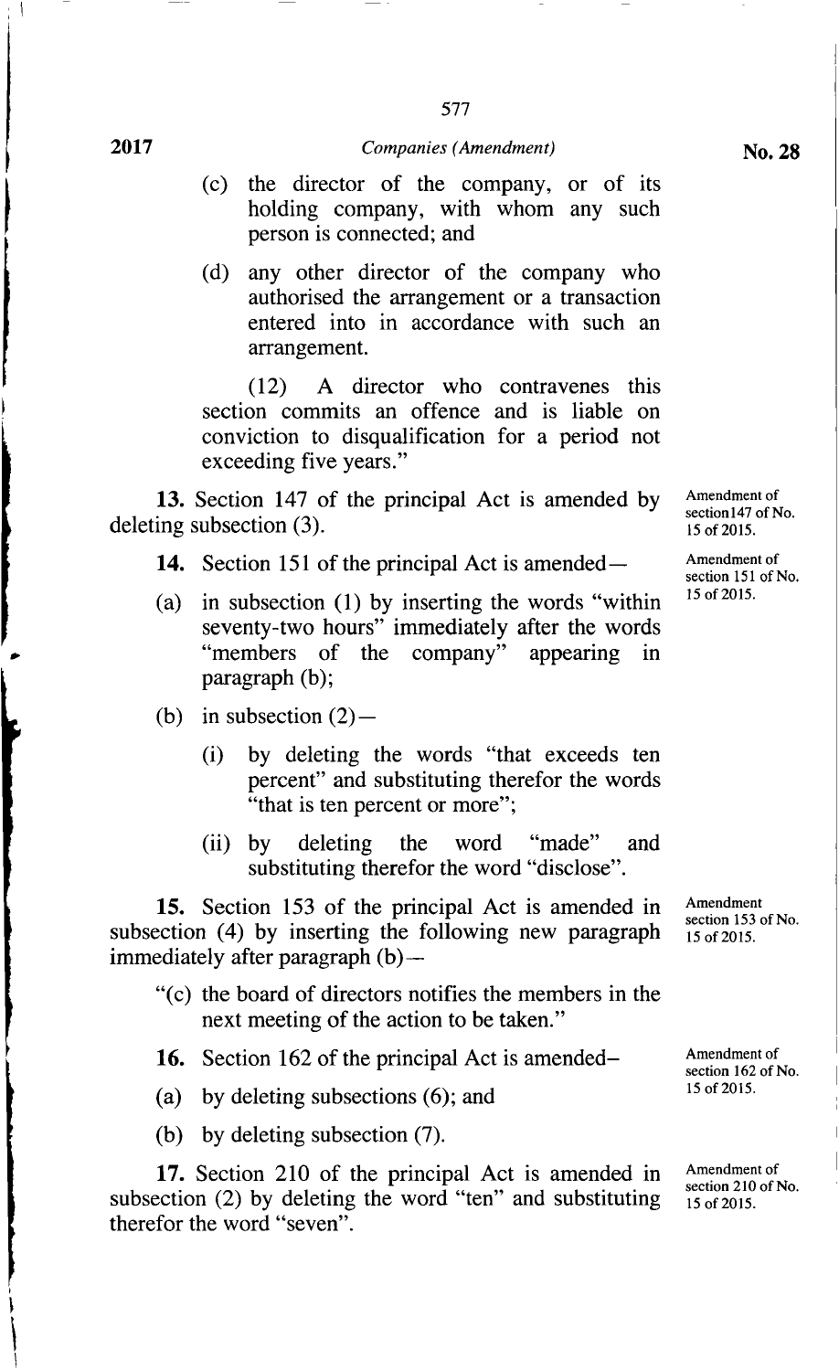(c) the director of the company, or of its holding company, with whom any such person is connected; and

(d) any other director of the company who authorised the arrangement or a transaction entered into in accordance with such an arrangement.

(12) A director who contravenes this section commits an offence and is liable on conviction to disqualification for a period not exceeding five years."

Amendment of section147 of No. 15 of 2015.

**13.** Section 147 of the principal Act is amended by deleting subsection (3).

Amendment of section 151 of No. 15 of 2015.

**14.** Section 151 of the principal Act is amended—

(a) in subsection (1) by inserting the words "within seventy-two hours" immediately after the words "members of the company" appearing in paragraph (b);

(b) in subsection (2)—

(i) by deleting the words "that exceeds ten percent" and substituting therefor the words "that is ten percent or more";

(ii) by deleting the word "made" and substituting therefor the word "disclose".

Amendment section 153 of No. 15 of 2015.

**15.** Section 153 of the principal Act is amended in subsection (4) by inserting the following new paragraph immediately after paragraph (b)—

"(c) the board of directors notifies the members in the next meeting of the action to be taken."

Amendment of section 162 of No. 15 of 2015.

**16.** Section 162 of the principal Act is amended–

(a) by deleting subsections (6); and

(b) by deleting subsection (7).

Amendment of section 210 of No. 15 of 2015.

**17.** Section 210 of the principal Act is amended in subsection (2) by deleting the word "ten" and substituting therefor the word "seven".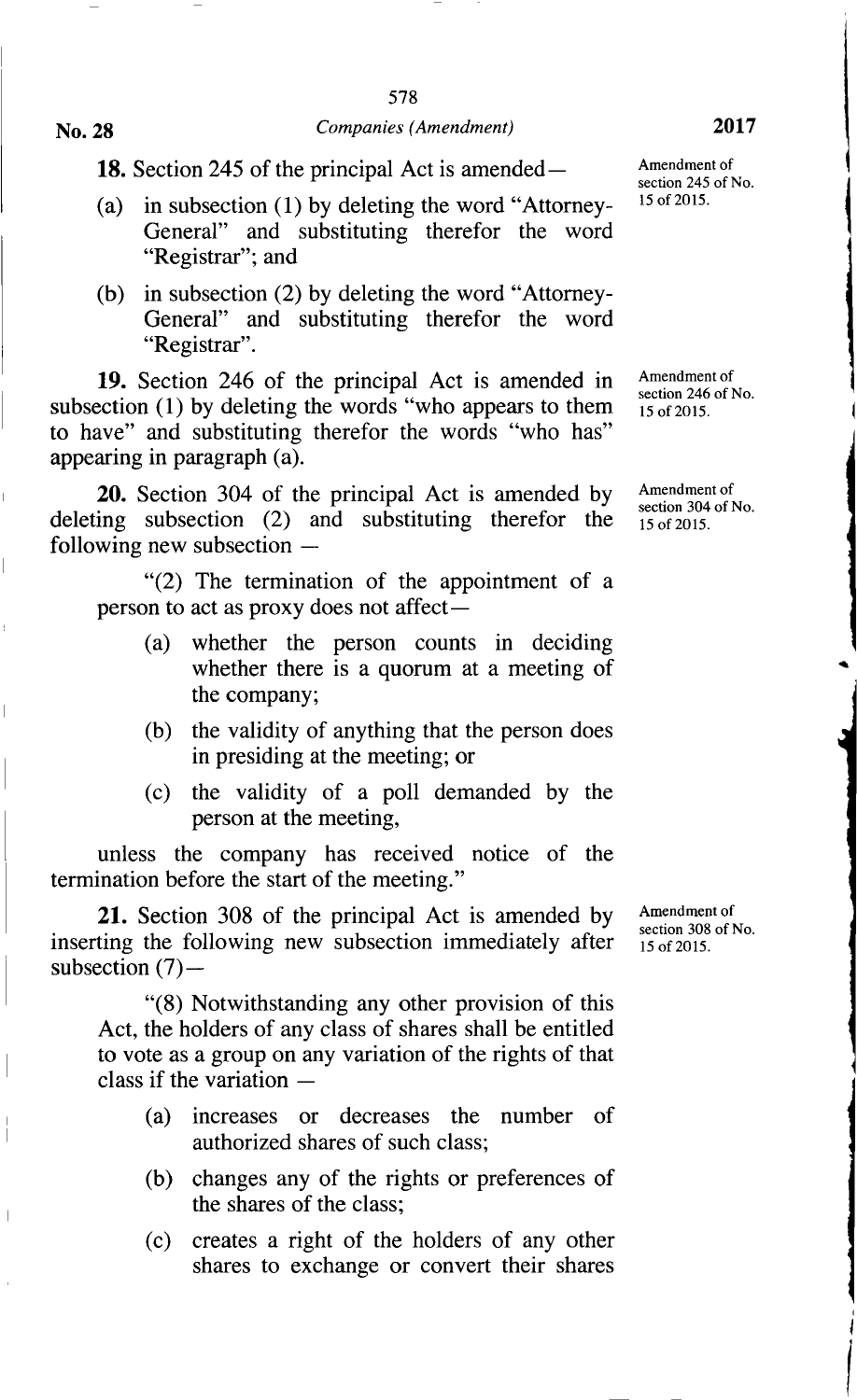**18.** Section 245 of the principal Act is amended—

Amendment of section 245 of No. 15 of 2015.

(a) in subsection (1) by deleting the word "Attorney-General" and substituting therefor the word "Registrar"; and

(b) in subsection (2) by deleting the word "Attorney-General" and substituting therefor the word "Registrar".

**19.** Section 246 of the principal Act is amended in subsection (1) by deleting the words "who appears to them to have" and substituting therefor the words "who has" appearing in paragraph (a).

Amendment of section 246 of No. 15 of 2015.

**20.** Section 304 of the principal Act is amended by deleting subsection (2) and substituting therefor the following new subsection —

Amendment of section 304 of No. 15 of 2015.

"(2) The termination of the appointment of a person to act as proxy does not affect—

(a) whether the person counts in deciding whether there is a quorum at a meeting of the company;

(b) the validity of anything that the person does in presiding at the meeting; or

(c) the validity of a poll demanded by the person at the meeting,

unless the company has received notice of the termination before the start of the meeting."

**21.** Section 308 of the principal Act is amended by inserting the following new subsection immediately after subsection (7)—

Amendment of section 308 of No. 15 of 2015.

"(8) Notwithstanding any other provision of this Act, the holders of any class of shares shall be entitled to vote as a group on any variation of the rights of that class if the variation —

(a) increases or decreases the number of authorized shares of such class;

(b) changes any of the rights or preferences of the shares of the class;

(c) creates a right of the holders of any other shares to exchange or convert their shares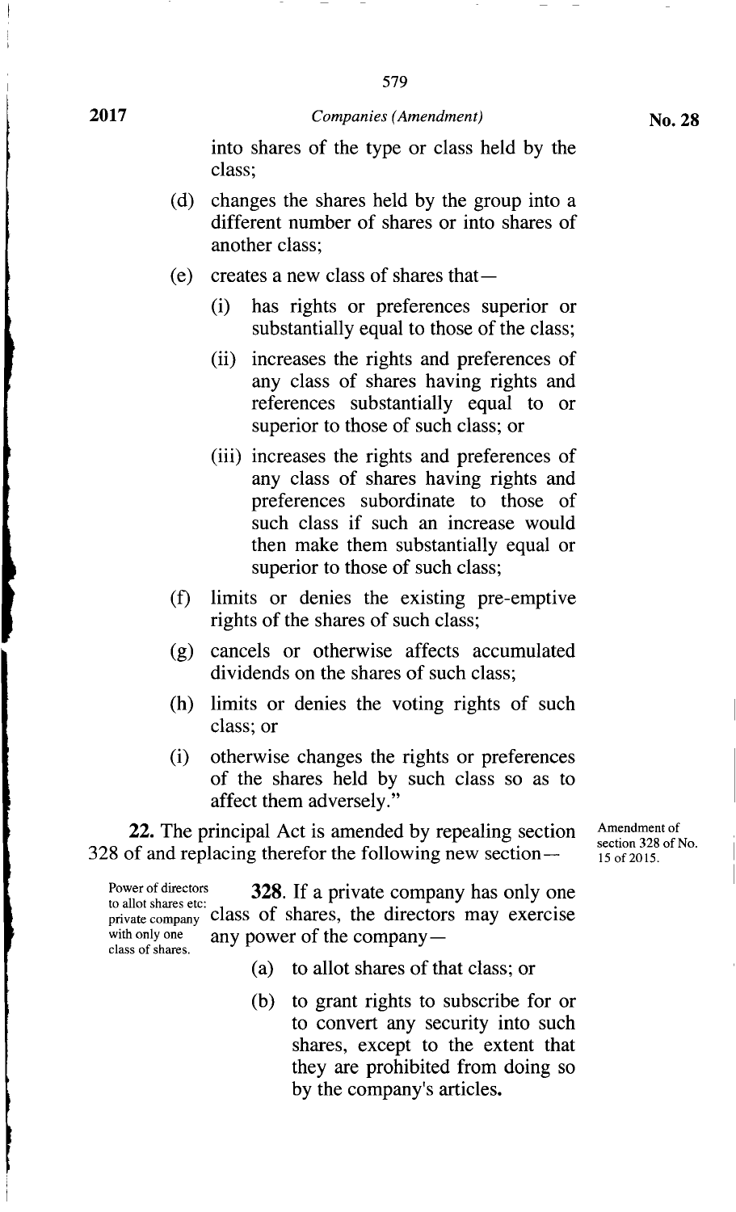into shares of the type or class held by the class;

(d) changes the shares held by the group into a different number of shares or into shares of another class;

(e) creates a new class of shares that—

(i) has rights or preferences superior or substantially equal to those of the class;

(ii) increases the rights and preferences of any class of shares having rights and references substantially equal to or superior to those of such class; or

(iii) increases the rights and preferences of any class of shares having rights and preferences subordinate to those of such class if such an increase would then make them substantially equal or superior to those of such class;

(f) limits or denies the existing pre-emptive rights of the shares of such class;

(g) cancels or otherwise affects accumulated dividends on the shares of such class;

(h) limits or denies the voting rights of such class; or

(i) otherwise changes the rights or preferences of the shares held by such class so as to affect them adversely."

Amendment of section 328 of No. 15 of 2015.

**22.** The principal Act is amended by repealing section 328 of and replacing therefor the following new section—

Power of directors to allot shares etc: private company with only one class of shares.

**328.** If a private company has only one class of shares, the directors may exercise any power of the company—

(a) to allot shares of that class; or

(b) to grant rights to subscribe for or to convert any security into such shares, except to the extent that they are prohibited from doing so by the company's articles.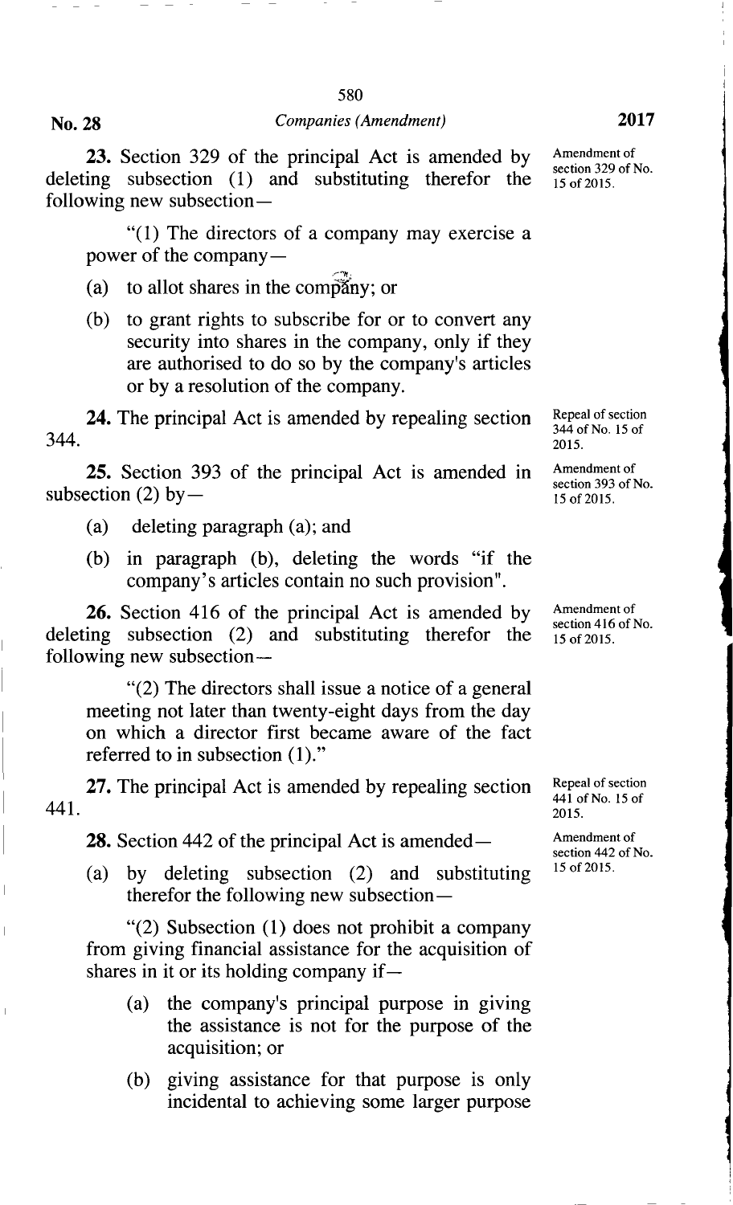**23.** Section 329 of the principal Act is amended by deleting subsection (1) and substituting therefor the following new subsection—

Amendment of section 329 of No. 15 of 2015.

"(1) The directors of a company may exercise a power of the company—

(a) to allot shares in the company; or

(b) to grant rights to subscribe for or to convert any security into shares in the company, only if they are authorised to do so by the company's articles or by a resolution of the company.

**24.** The principal Act is amended by repealing section 344.

Repeal of section 344 of No. 15 of 2015.

**25.** Section 393 of the principal Act is amended in subsection (2) by—

Amendment of section 393 of No. 15 of 2015.

(a) deleting paragraph (a); and

(b) in paragraph (b), deleting the words "if the company's articles contain no such provision".

**26.** Section 416 of the principal Act is amended by deleting subsection (2) and substituting therefor the following new subsection—

Amendment of section 416 of No. 15 of 2015.

"(2) The directors shall issue a notice of a general meeting not later than twenty-eight days from the day on which a director first became aware of the fact referred to in subsection (1)."

**27.** The principal Act is amended by repealing section 441.

Repeal of section 441 of No. 15 of 2015.

**28.** Section 442 of the principal Act is amended—

Amendment of section 442 of No. 15 of 2015.

(a) by deleting subsection (2) and substituting therefor the following new subsection—

"(2) Subsection (1) does not prohibit a company from giving financial assistance for the acquisition of shares in it or its holding company if—

(a) the company's principal purpose in giving the assistance is not for the purpose of the acquisition; or

(b) giving assistance for that purpose is only incidental to achieving some larger purpose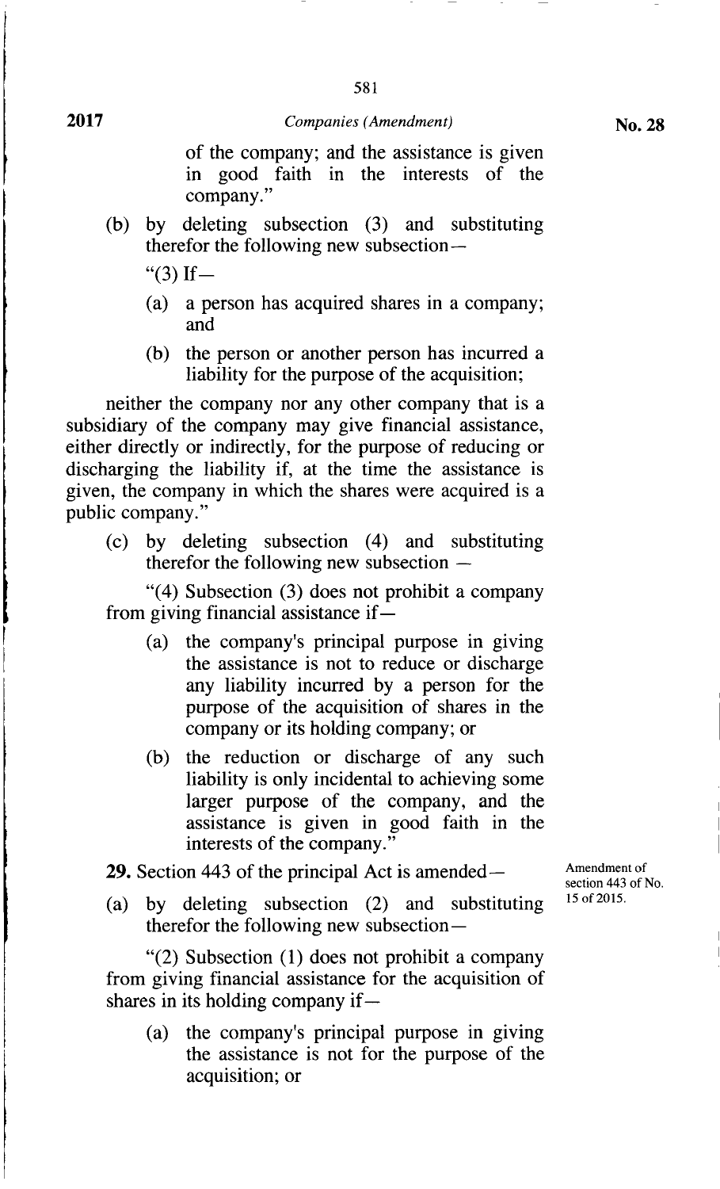of the company; and the assistance is given in good faith in the interests of the company."

(b) by deleting subsection (3) and substituting therefor the following new subsection—

"(3) If—

(a) a person has acquired shares in a company; and

(b) the person or another person has incurred a liability for the purpose of the acquisition;

neither the company nor any other company that is a subsidiary of the company may give financial assistance, either directly or indirectly, for the purpose of reducing or discharging the liability if, at the time the assistance is given, the company in which the shares were acquired is a public company."

(c) by deleting subsection (4) and substituting therefor the following new subsection —

"(4) Subsection (3) does not prohibit a company from giving financial assistance if—

(a) the company's principal purpose in giving the assistance is not to reduce or discharge any liability incurred by a person for the purpose of the acquisition of shares in the company or its holding company; or

(b) the reduction or discharge of any such liability is only incidental to achieving some larger purpose of the company, and the assistance is given in good faith in the interests of the company."

Amendment of section 443 of No. 15 of 2015.

**29.** Section 443 of the principal Act is amended—

(a) by deleting subsection (2) and substituting therefor the following new subsection—

"(2) Subsection (1) does not prohibit a company from giving financial assistance for the acquisition of shares in its holding company if—

(a) the company's principal purpose in giving the assistance is not for the purpose of the acquisition; or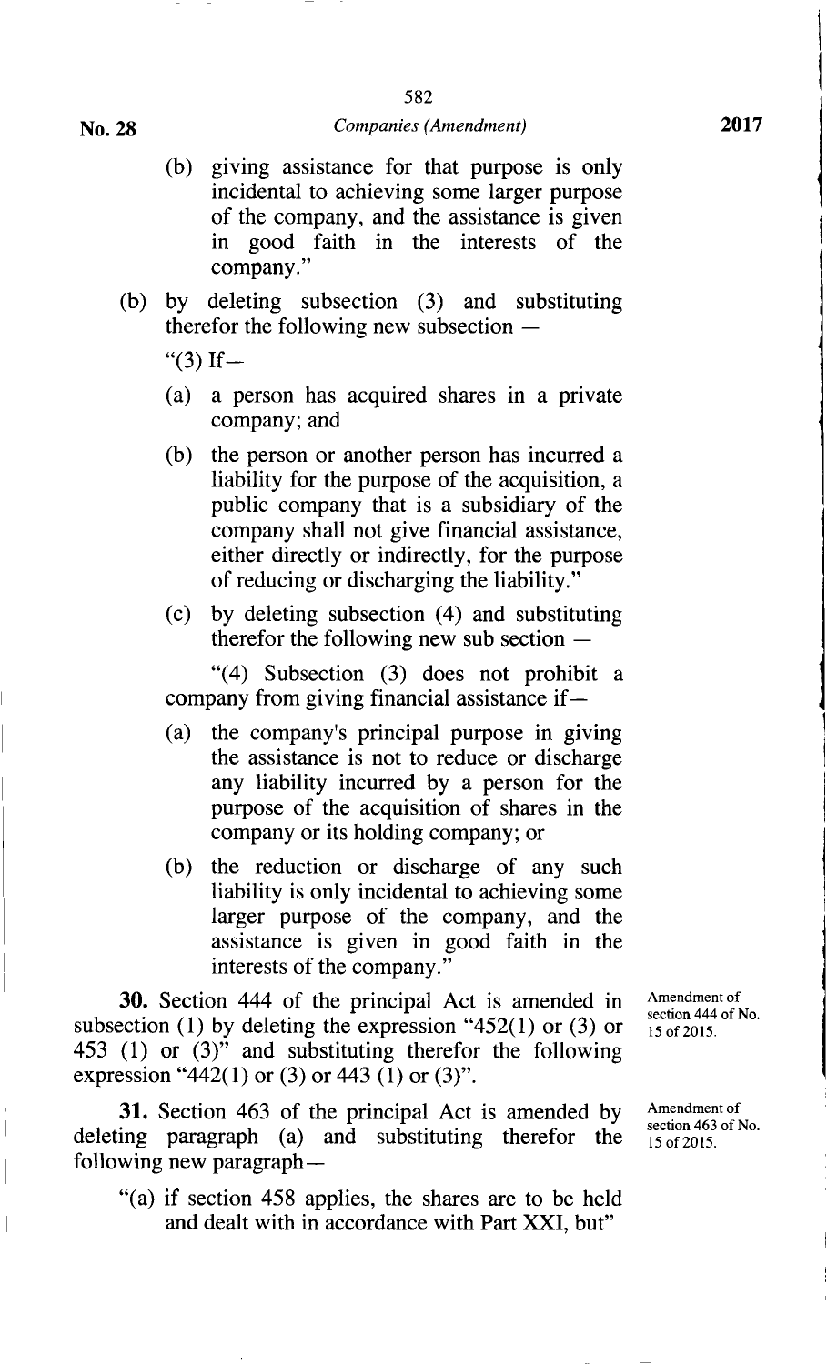(b) giving assistance for that purpose is only incidental to achieving some larger purpose of the company, and the assistance is given in good faith in the interests of the company."

(b) by deleting subsection (3) and substituting therefor the following new subsection —

"(3) If—

(a) a person has acquired shares in a private company; and

(b) the person or another person has incurred a liability for the purpose of the acquisition, a public company that is a subsidiary of the company shall not give financial assistance, either directly or indirectly, for the purpose of reducing or discharging the liability."

(c) by deleting subsection (4) and substituting therefor the following new sub section —

"(4) Subsection (3) does not prohibit a company from giving financial assistance if—

(a) the company's principal purpose in giving the assistance is not to reduce or discharge any liability incurred by a person for the purpose of the acquisition of shares in the company or its holding company; or

(b) the reduction or discharge of any such liability is only incidental to achieving some larger purpose of the company, and the assistance is given in good faith in the interests of the company."

Amendment of section 444 of No. 15 of 2015.

**30.** Section 444 of the principal Act is amended in subsection (1) by deleting the expression "452(1) or (3) or 453 (1) or (3)" and substituting therefor the following expression "442(1) or (3) or 443 (1) or (3)".

Amendment of section 463 of No. 15 of 2015.

**31.** Section 463 of the principal Act is amended by deleting paragraph (a) and substituting therefor the following new paragraph—

"(a) if section 458 applies, the shares are to be held and dealt with in accordance with Part XXI, but"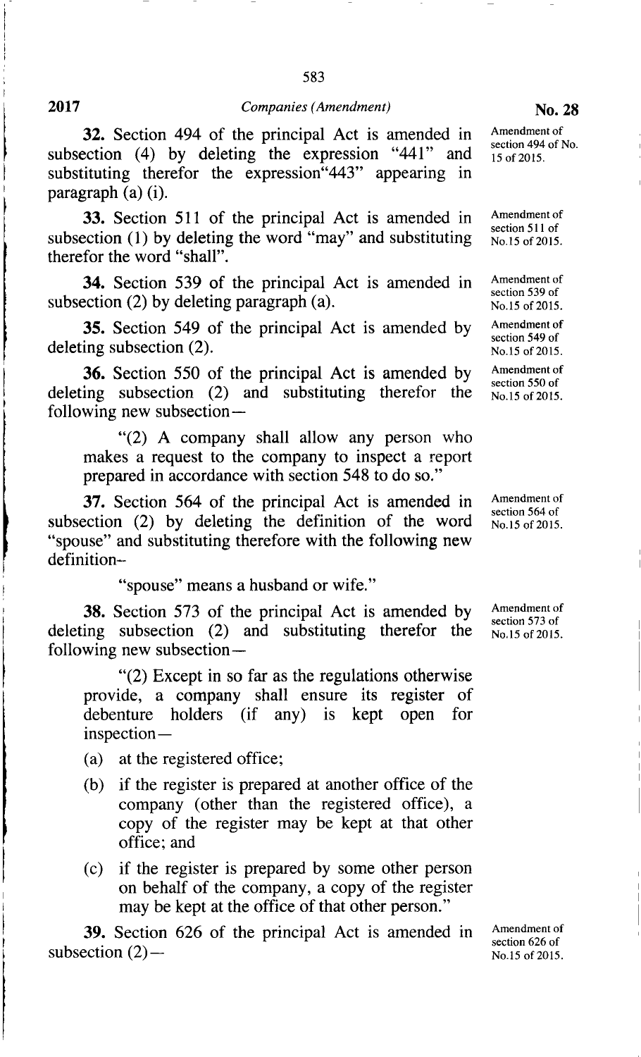**32.** Section 494 of the principal Act is amended in subsection (4) by deleting the expression "441" and substituting therefor the expression"443" appearing in paragraph (a) (i).

Amendment of section 494 of No. 15 of 2015.

**33.** Section 511 of the principal Act is amended in subsection (1) by deleting the word "may" and substituting therefor the word "shall".

Amendment of section 511 of No.15 of 2015.

**34.** Section 539 of the principal Act is amended in subsection (2) by deleting paragraph (a).

Amendment of section 539 of No.15 of 2015.

**35.** Section 549 of the principal Act is amended by deleting subsection (2).

Amendment of section 549 of No.15 of 2015.

**36.** Section 550 of the principal Act is amended by deleting subsection (2) and substituting therefor the following new subsection—

Amendment of section 550 of No.15 of 2015.

> "(2) A company shall allow any person who makes a request to the company to inspect a report prepared in accordance with section 548 to do so."

**37.** Section 564 of the principal Act is amended in subsection (2) by deleting the definition of the word "spouse" and substituting therefore with the following new definition–

Amendment of section 564 of No.15 of 2015.

> "spouse" means a husband or wife."

**38.** Section 573 of the principal Act is amended by deleting subsection (2) and substituting therefor the following new subsection—

Amendment of section 573 of No.15 of 2015.

> "(2) Except in so far as the regulations otherwise provide, a company shall ensure its register of debenture holders (if any) is kept open for inspection—
>
> (a) at the registered office;
>
> (b) if the register is prepared at another office of the company (other than the registered office), a copy of the register may be kept at that other office; and
>
> (c) if the register is prepared by some other person on behalf of the company, a copy of the register may be kept at the office of that other person."

**39.** Section 626 of the principal Act is amended in subsection (2)—

Amendment of section 626 of No.15 of 2015.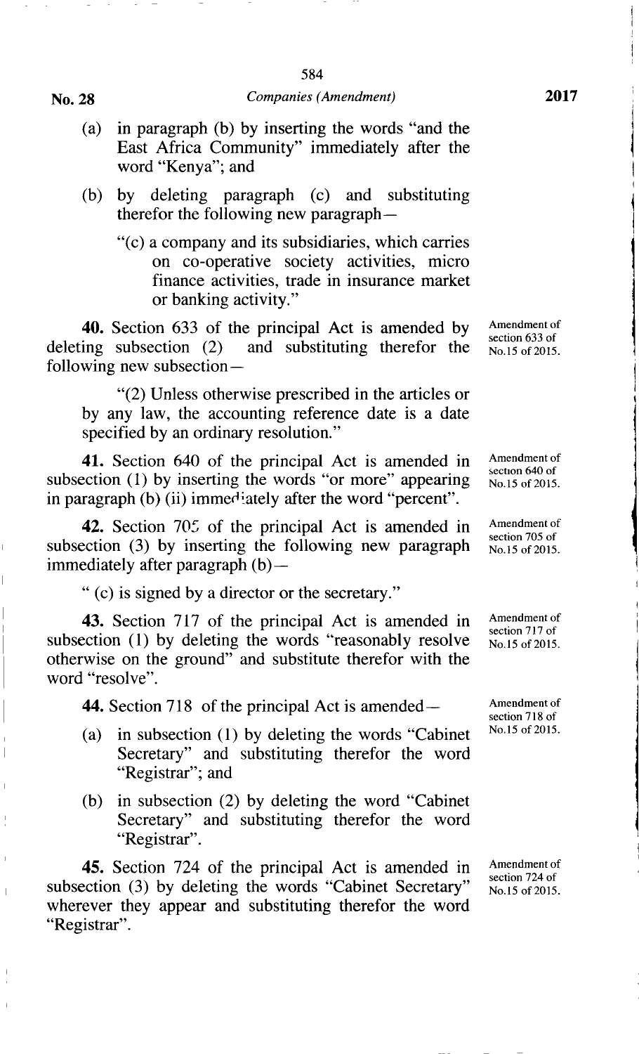(a) in paragraph (b) by inserting the words "and the East Africa Community" immediately after the word "Kenya"; and

(b) by deleting paragraph (c) and substituting therefor the following new paragraph—

"(c) a company and its subsidiaries, which carries on co-operative society activities, micro finance activities, trade in insurance market or banking activity."

Amendment of section 633 of No.15 of 2015.

**40.** Section 633 of the principal Act is amended by deleting subsection (2) and substituting therefor the following new subsection—

"(2) Unless otherwise prescribed in the articles or by any law, the accounting reference date is a date specified by an ordinary resolution."

Amendment of section 640 of No.15 of 2015.

**41.** Section 640 of the principal Act is amended in subsection (1) by inserting the words "or more" appearing in paragraph (b) (ii) immediately after the word "percent".

Amendment of section 705 of No.15 of 2015.

**42.** Section 705 of the principal Act is amended in subsection (3) by inserting the following new paragraph immediately after paragraph (b)—

" (c) is signed by a director or the secretary."

Amendment of section 717 of No.15 of 2015.

**43.** Section 717 of the principal Act is amended in subsection (1) by deleting the words "reasonably resolve otherwise on the ground" and substitute therefor with the word "resolve".

Amendment of section 718 of No.15 of 2015.

**44.** Section 718 of the principal Act is amended—

(a) in subsection (1) by deleting the words "Cabinet Secretary" and substituting therefor the word "Registrar"; and

(b) in subsection (2) by deleting the word "Cabinet Secretary" and substituting therefor the word "Registrar".

Amendment of section 724 of No.15 of 2015.

**45.** Section 724 of the principal Act is amended in subsection (3) by deleting the words "Cabinet Secretary" wherever they appear and substituting therefor the word "Registrar".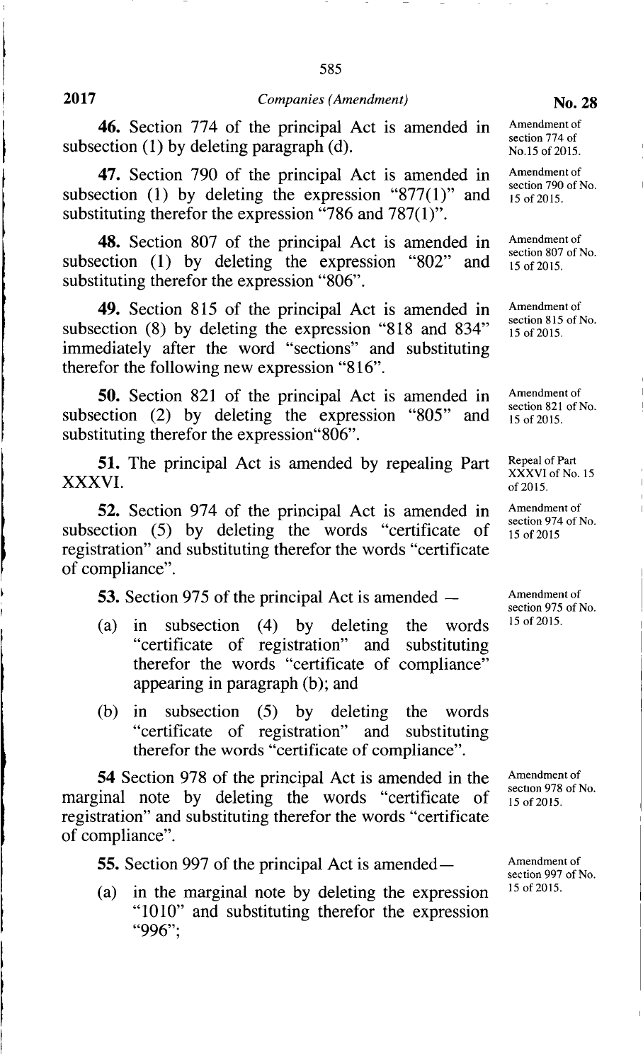**46.** Section 774 of the principal Act is amended in subsection (1) by deleting paragraph (d).

Amendment of section 774 of No.15 of 2015.

**47.** Section 790 of the principal Act is amended in subsection (1) by deleting the expression "877(1)" and substituting therefor the expression "786 and 787(1)".

Amendment of section 790 of No. 15 of 2015.

**48.** Section 807 of the principal Act is amended in subsection (1) by deleting the expression "802" and substituting therefor the expression "806".

Amendment of section 807 of No. 15 of 2015.

**49.** Section 815 of the principal Act is amended in subsection (8) by deleting the expression "818 and 834" immediately after the word "sections" and substituting therefor the following new expression "816".

Amendment of section 815 of No. 15 of 2015.

**50.** Section 821 of the principal Act is amended in subsection (2) by deleting the expression "805" and substituting therefor the expression"806".

Amendment of section 821 of No. 15 of 2015.

**51.** The principal Act is amended by repealing Part XXXVI.

Repeal of Part XXXVI of No. 15 of 2015.

**52.** Section 974 of the principal Act is amended in subsection (5) by deleting the words "certificate of registration" and substituting therefor the words "certificate of compliance".

Amendment of section 974 of No. 15 of 2015

**53.** Section 975 of the principal Act is amended —

Amendment of section 975 of No. 15 of 2015.

(a) in subsection (4) by deleting the words "certificate of registration" and substituting therefor the words "certificate of compliance" appearing in paragraph (b); and

(b) in subsection (5) by deleting the words "certificate of registration" and substituting therefor the words "certificate of compliance".

**54** Section 978 of the principal Act is amended in the marginal note by deleting the words "certificate of registration" and substituting therefor the words "certificate of compliance".

Amendment of section 978 of No. 15 of 2015.

**55.** Section 997 of the principal Act is amended—

Amendment of section 997 of No. 15 of 2015.

(a) in the marginal note by deleting the expression "1010" and substituting therefor the expression "996";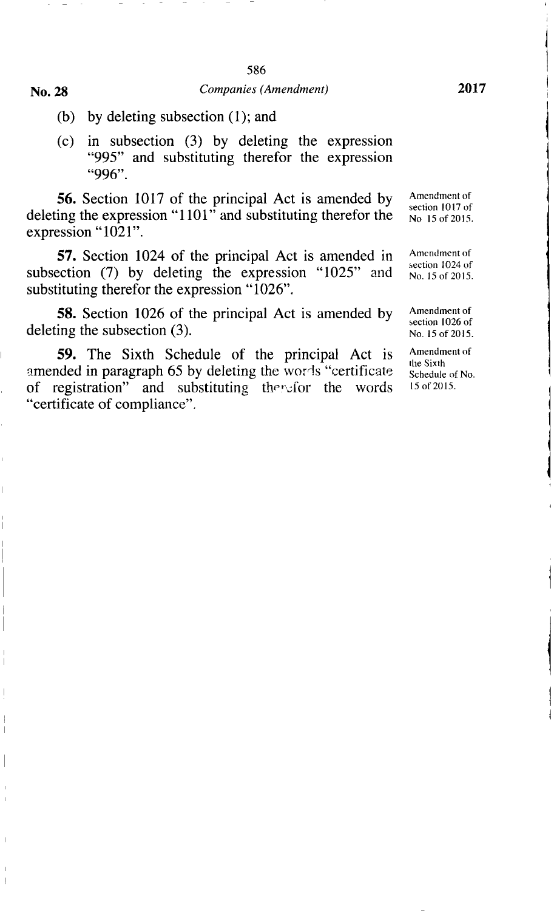(b) by deleting subsection (1); and

(c) in subsection (3) by deleting the expression "995" and substituting therefor the expression "996".

**56.** Section 1017 of the principal Act is amended by deleting the expression "1101" and substituting therefor the expression "1021".

Amendment of section 1017 of No 15 of 2015.

**57.** Section 1024 of the principal Act is amended in subsection (7) by deleting the expression "1025" and substituting therefor the expression "1026".

Amendment of section 1024 of No. 15 of 2015.

**58.** Section 1026 of the principal Act is amended by deleting the subsection (3).

Amendment of section 1026 of No. 15 of 2015.

**59.** The Sixth Schedule of the principal Act is amended in paragraph 65 by deleting the words "certificate of registration" and substituting therefor the words "certificate of compliance".

Amendment of the Sixth Schedule of No. 15 of 2015.